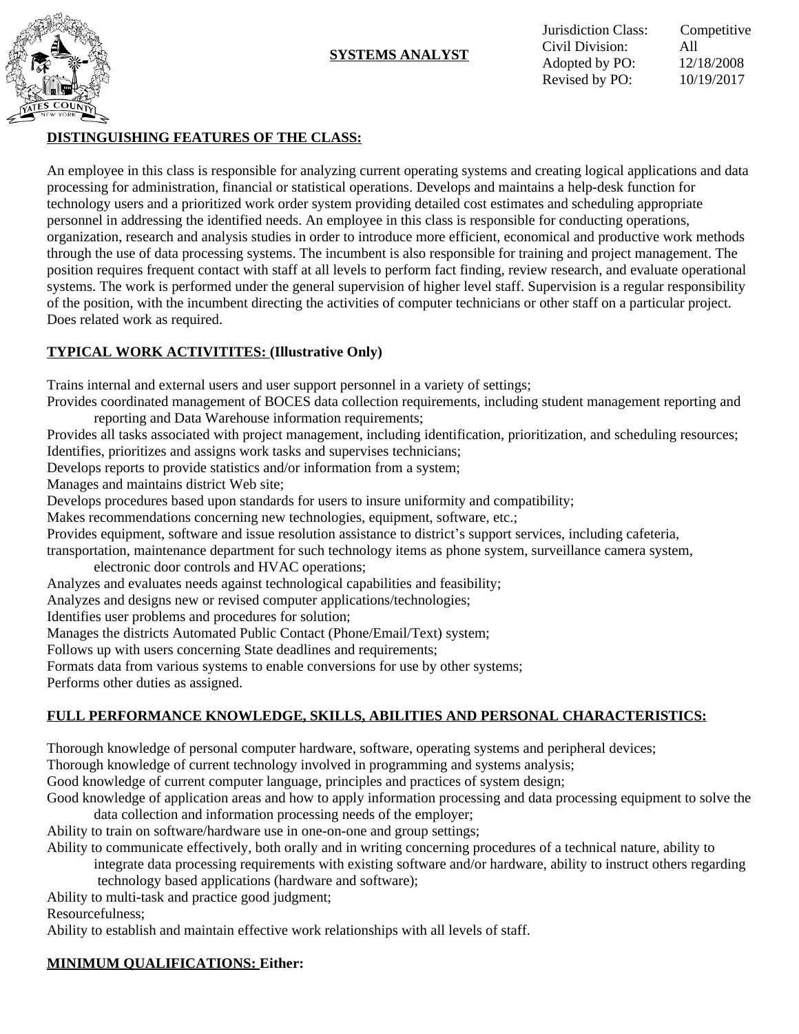# SYSTEMS ANALYST

Jurisdiction Class: Competitive
Civil Division: All
Adopted by PO: 12/18/2008
Revised by PO: 10/19/2017

## DISTINGUISHING FEATURES OF THE CLASS:

An employee in this class is responsible for analyzing current operating systems and creating logical applications and data processing for administration, financial or statistical operations. Develops and maintains a help-desk function for technology users and a prioritized work order system providing detailed cost estimates and scheduling appropriate personnel in addressing the identified needs. An employee in this class is responsible for conducting operations, organization, research and analysis studies in order to introduce more efficient, economical and productive work methods through the use of data processing systems. The incumbent is also responsible for training and project management. The position requires frequent contact with staff at all levels to perform fact finding, review research, and evaluate operational systems. The work is performed under the general supervision of higher level staff. Supervision is a regular responsibility of the position, with the incumbent directing the activities of computer technicians or other staff on a particular project. Does related work as required.

## TYPICAL WORK ACTIVITITES: (Illustrative Only)

Trains internal and external users and user support personnel in a variety of settings;
Provides coordinated management of BOCES data collection requirements, including student management reporting and reporting and Data Warehouse information requirements;
Provides all tasks associated with project management, including identification, prioritization, and scheduling resources;
Identifies, prioritizes and assigns work tasks and supervises technicians;
Develops reports to provide statistics and/or information from a system;
Manages and maintains district Web site;
Develops procedures based upon standards for users to insure uniformity and compatibility;
Makes recommendations concerning new technologies, equipment, software, etc.;
Provides equipment, software and issue resolution assistance to district's support services, including cafeteria, transportation, maintenance department for such technology items as phone system, surveillance camera system, electronic door controls and HVAC operations;
Analyzes and evaluates needs against technological capabilities and feasibility;
Analyzes and designs new or revised computer applications/technologies;
Identifies user problems and procedures for solution;
Manages the districts Automated Public Contact (Phone/Email/Text) system;
Follows up with users concerning State deadlines and requirements;
Formats data from various systems to enable conversions for use by other systems;
Performs other duties as assigned.

## FULL PERFORMANCE KNOWLEDGE, SKILLS, ABILITIES AND PERSONAL CHARACTERISTICS:

Thorough knowledge of personal computer hardware, software, operating systems and peripheral devices;
Thorough knowledge of current technology involved in programming and systems analysis;
Good knowledge of current computer language, principles and practices of system design;
Good knowledge of application areas and how to apply information processing and data processing equipment to solve the data collection and information processing needs of the employer;
Ability to train on software/hardware use in one-on-one and group settings;
Ability to communicate effectively, both orally and in writing concerning procedures of a technical nature, ability to integrate data processing requirements with existing software and/or hardware, ability to instruct others regarding technology based applications (hardware and software);
Ability to multi-task and practice good judgment;
Resourcefulness;
Ability to establish and maintain effective work relationships with all levels of staff.

## MINIMUM QUALIFICATIONS: Either: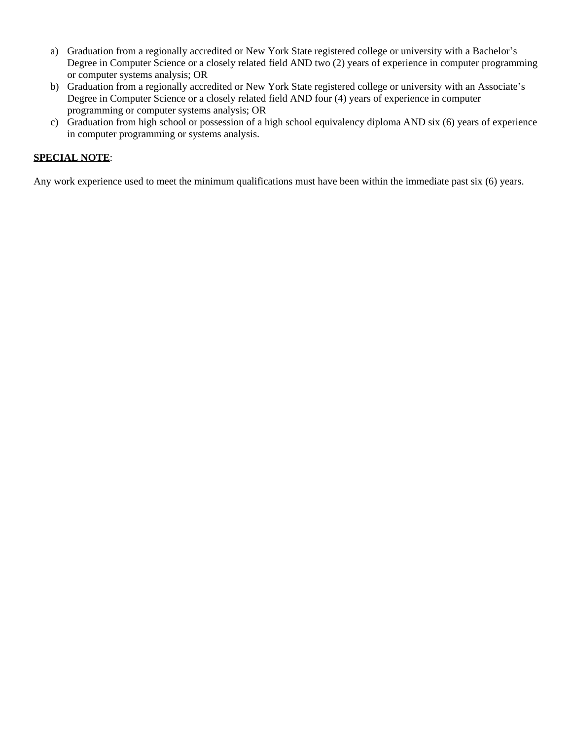a) Graduation from a regionally accredited or New York State registered college or university with a Bachelor's Degree in Computer Science or a closely related field AND two (2) years of experience in computer programming or computer systems analysis; OR
b) Graduation from a regionally accredited or New York State registered college or university with an Associate's Degree in Computer Science or a closely related field AND four (4) years of experience in computer programming or computer systems analysis; OR
c) Graduation from high school or possession of a high school equivalency diploma AND six (6) years of experience in computer programming or systems analysis.

**SPECIAL NOTE**:

Any work experience used to meet the minimum qualifications must have been within the immediate past six (6) years.